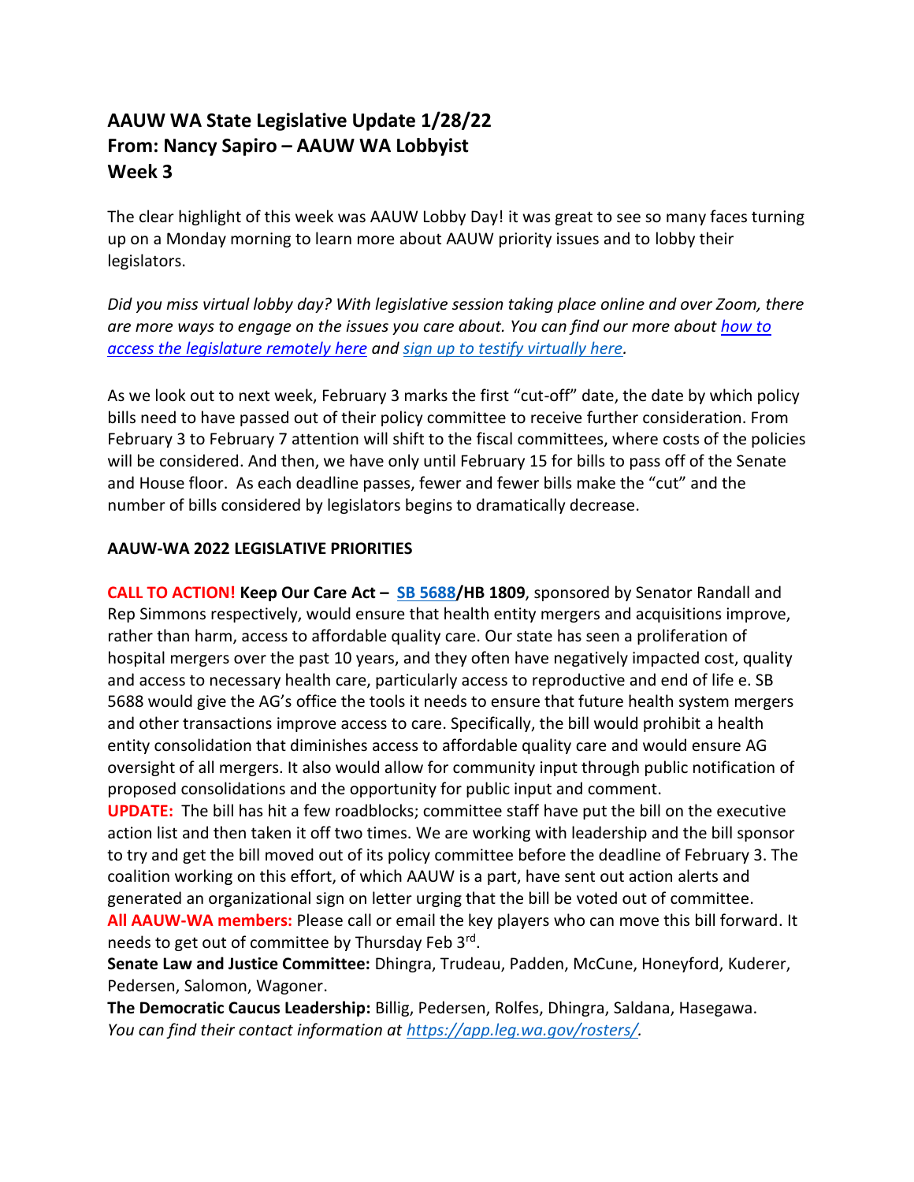# AAUW WA State Legislative Update 1/28/22
# From: Nancy Sapiro – AAUW WA Lobbyist
# Week 3

The clear highlight of this week was AAUW Lobby Day! it was great to see so many faces turning up on a Monday morning to learn more about AAUW priority issues and to lobby their legislators.

*Did you miss virtual lobby day? With legislative session taking place online and over Zoom, there are more ways to engage on the issues you care about. You can find our more about how to access the legislature remotely here and sign up to testify virtually here.*

As we look out to next week, February 3 marks the first "cut-off" date, the date by which policy bills need to have passed out of their policy committee to receive further consideration. From February 3 to February 7 attention will shift to the fiscal committees, where costs of the policies will be considered. And then, we have only until February 15 for bills to pass off of the Senate and House floor. As each deadline passes, fewer and fewer bills make the "cut" and the number of bills considered by legislators begins to dramatically decrease.

**AAUW-WA 2022 LEGISLATIVE PRIORITIES**

**CALL TO ACTION! Keep Our Care Act – SB 5688/HB 1809**, sponsored by Senator Randall and Rep Simmons respectively, would ensure that health entity mergers and acquisitions improve, rather than harm, access to affordable quality care. Our state has seen a proliferation of hospital mergers over the past 10 years, and they often have negatively impacted cost, quality and access to necessary health care, particularly access to reproductive and end of life e. SB 5688 would give the AG's office the tools it needs to ensure that future health system mergers and other transactions improve access to care. Specifically, the bill would prohibit a health entity consolidation that diminishes access to affordable quality care and would ensure AG oversight of all mergers. It also would allow for community input through public notification of proposed consolidations and the opportunity for public input and comment.

**UPDATE:** The bill has hit a few roadblocks; committee staff have put the bill on the executive action list and then taken it off two times. We are working with leadership and the bill sponsor to try and get the bill moved out of its policy committee before the deadline of February 3. The coalition working on this effort, of which AAUW is a part, have sent out action alerts and generated an organizational sign on letter urging that the bill be voted out of committee.

**All AAUW-WA members:** Please call or email the key players who can move this bill forward. It needs to get out of committee by Thursday Feb 3rd.

**Senate Law and Justice Committee:** Dhingra, Trudeau, Padden, McCune, Honeyford, Kuderer, Pedersen, Salomon, Wagoner.

**The Democratic Caucus Leadership:** Billig, Pedersen, Rolfes, Dhingra, Saldana, Hasegawa.

*You can find their contact information at https://app.leg.wa.gov/rosters/.*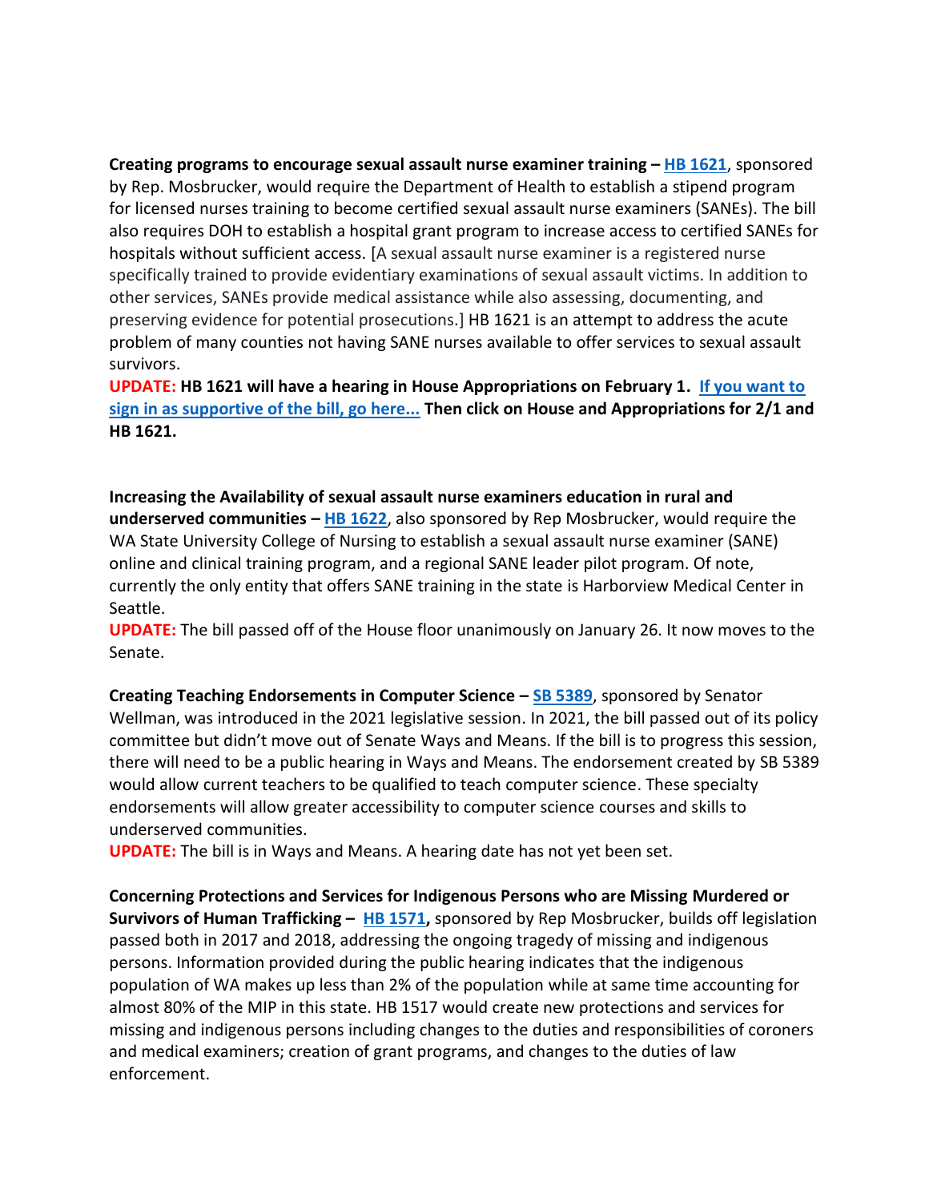**Creating programs to encourage sexual assault nurse examiner training – HB 1621**, sponsored by Rep. Mosbrucker, would require the Department of Health to establish a stipend program for licensed nurses training to become certified sexual assault nurse examiners (SANEs). The bill also requires DOH to establish a hospital grant program to increase access to certified SANEs for hospitals without sufficient access. [A sexual assault nurse examiner is a registered nurse specifically trained to provide evidentiary examinations of sexual assault victims. In addition to other services, SANEs provide medical assistance while also assessing, documenting, and preserving evidence for potential prosecutions.] HB 1621 is an attempt to address the acute problem of many counties not having SANE nurses available to offer services to sexual assault survivors.

**UPDATE: HB 1621 will have a hearing in House Appropriations on February 1. If you want to sign in as supportive of the bill, go here... Then click on House and Appropriations for 2/1 and HB 1621.**

**Increasing the Availability of sexual assault nurse examiners education in rural and underserved communities – HB 1622**, also sponsored by Rep Mosbrucker, would require the WA State University College of Nursing to establish a sexual assault nurse examiner (SANE) online and clinical training program, and a regional SANE leader pilot program. Of note, currently the only entity that offers SANE training in the state is Harborview Medical Center in Seattle.

**UPDATE:** The bill passed off of the House floor unanimously on January 26. It now moves to the Senate.

**Creating Teaching Endorsements in Computer Science – SB 5389**, sponsored by Senator Wellman, was introduced in the 2021 legislative session. In 2021, the bill passed out of its policy committee but didn't move out of Senate Ways and Means. If the bill is to progress this session, there will need to be a public hearing in Ways and Means. The endorsement created by SB 5389 would allow current teachers to be qualified to teach computer science. These specialty endorsements will allow greater accessibility to computer science courses and skills to underserved communities.

**UPDATE:** The bill is in Ways and Means. A hearing date has not yet been set.

**Concerning Protections and Services for Indigenous Persons who are Missing Murdered or Survivors of Human Trafficking – HB 1571,** sponsored by Rep Mosbrucker, builds off legislation passed both in 2017 and 2018, addressing the ongoing tragedy of missing and indigenous persons. Information provided during the public hearing indicates that the indigenous population of WA makes up less than 2% of the population while at same time accounting for almost 80% of the MIP in this state. HB 1517 would create new protections and services for missing and indigenous persons including changes to the duties and responsibilities of coroners and medical examiners; creation of grant programs, and changes to the duties of law enforcement.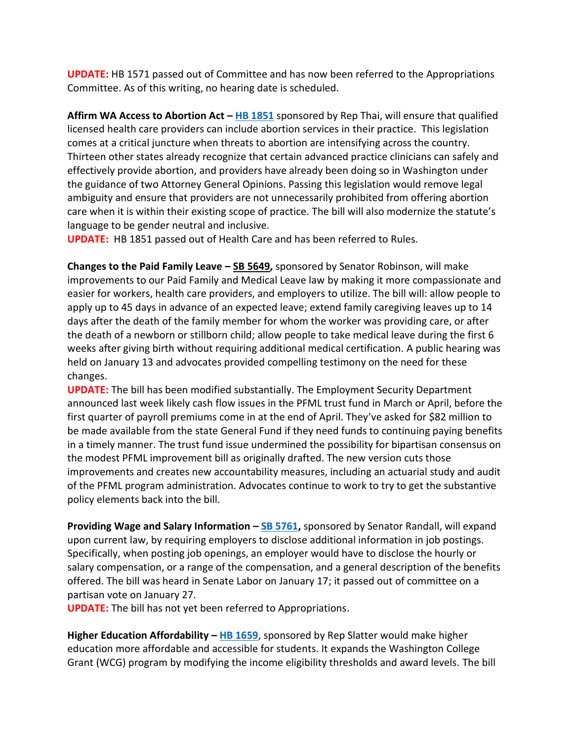**UPDATE:** HB 1571 passed out of Committee and has now been referred to the Appropriations Committee. As of this writing, no hearing date is scheduled.

**Affirm WA Access to Abortion Act – HB 1851** sponsored by Rep Thai, will ensure that qualified licensed health care providers can include abortion services in their practice. This legislation comes at a critical juncture when threats to abortion are intensifying across the country. Thirteen other states already recognize that certain advanced practice clinicians can safely and effectively provide abortion, and providers have already been doing so in Washington under the guidance of two Attorney General Opinions. Passing this legislation would remove legal ambiguity and ensure that providers are not unnecessarily prohibited from offering abortion care when it is within their existing scope of practice. The bill will also modernize the statute's language to be gender neutral and inclusive.
**UPDATE:** HB 1851 passed out of Health Care and has been referred to Rules.

**Changes to the Paid Family Leave – SB 5649,** sponsored by Senator Robinson, will make improvements to our Paid Family and Medical Leave law by making it more compassionate and easier for workers, health care providers, and employers to utilize. The bill will: allow people to apply up to 45 days in advance of an expected leave; extend family caregiving leaves up to 14 days after the death of the family member for whom the worker was providing care, or after the death of a newborn or stillborn child; allow people to take medical leave during the first 6 weeks after giving birth without requiring additional medical certification. A public hearing was held on January 13 and advocates provided compelling testimony on the need for these changes.
**UPDATE:** The bill has been modified substantially. The Employment Security Department announced last week likely cash flow issues in the PFML trust fund in March or April, before the first quarter of payroll premiums come in at the end of April. They've asked for $82 million to be made available from the state General Fund if they need funds to continuing paying benefits in a timely manner. The trust fund issue undermined the possibility for bipartisan consensus on the modest PFML improvement bill as originally drafted. The new version cuts those improvements and creates new accountability measures, including an actuarial study and audit of the PFML program administration. Advocates continue to work to try to get the substantive policy elements back into the bill.

**Providing Wage and Salary Information – SB 5761,** sponsored by Senator Randall, will expand upon current law, by requiring employers to disclose additional information in job postings. Specifically, when posting job openings, an employer would have to disclose the hourly or salary compensation, or a range of the compensation, and a general description of the benefits offered. The bill was heard in Senate Labor on January 17; it passed out of committee on a partisan vote on January 27.
**UPDATE:** The bill has not yet been referred to Appropriations.

**Higher Education Affordability – HB 1659**, sponsored by Rep Slatter would make higher education more affordable and accessible for students. It expands the Washington College Grant (WCG) program by modifying the income eligibility thresholds and award levels. The bill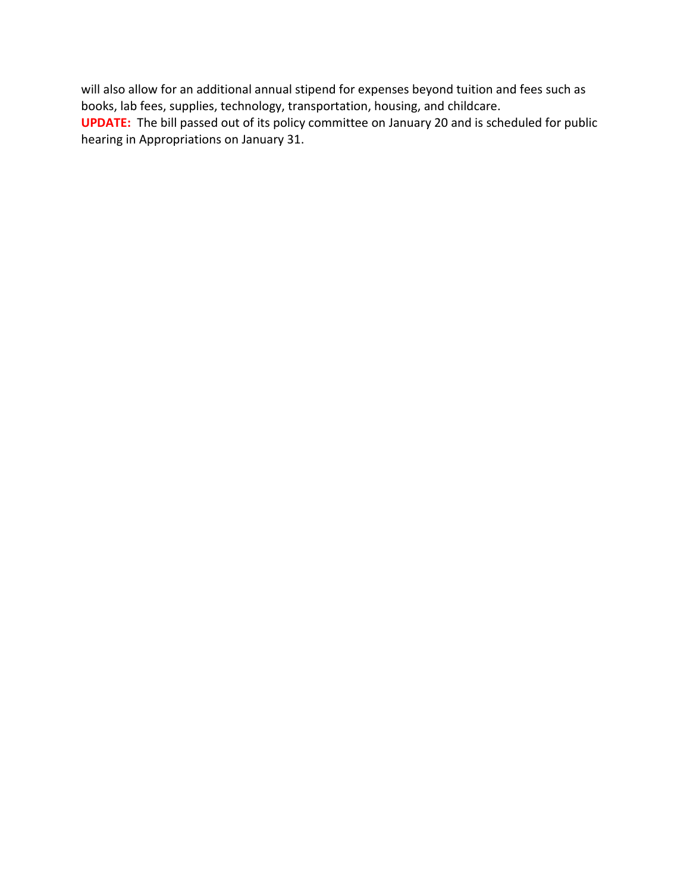will also allow for an additional annual stipend for expenses beyond tuition and fees such as books, lab fees, supplies, technology, transportation, housing, and childcare.

**UPDATE:** The bill passed out of its policy committee on January 20 and is scheduled for public hearing in Appropriations on January 31.